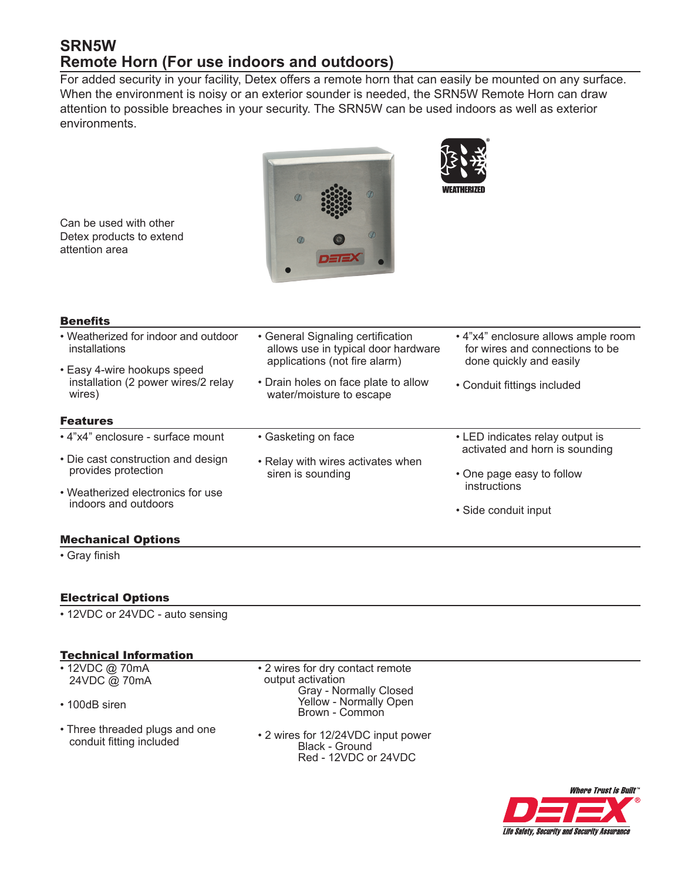# SRN5W
# Remote Horn (For use indoors and outdoors)

For added security in your facility, Detex offers a remote horn that can easily be mounted on any surface. When the environment is noisy or an exterior sounder is needed, the SRN5W Remote Horn can draw attention to possible breaches in your security. The SRN5W can be used indoors as well as exterior environments.

Can be used with other Detex products to extend attention area

WEATHERIZED

## Benefits

- Weatherized for indoor and outdoor installations
- Easy 4-wire hookups speed installation (2 power wires/2 relay wires)
- General Signaling certification allows use in typical door hardware applications (not fire alarm)
- Drain holes on face plate to allow water/moisture to escape
- 4"x4" enclosure allows ample room for wires and connections to be done quickly and easily
- Conduit fittings included

## Features

- 4"x4" enclosure - surface mount
- Die cast construction and design provides protection
- Weatherized electronics for use indoors and outdoors
- Gasketing on face
- Relay with wires activates when siren is sounding
- LED indicates relay output is activated and horn is sounding
- One page easy to follow instructions
- Side conduit input

## Mechanical Options

- Gray finish

## Electrical Options

- 12VDC or 24VDC - auto sensing

## Technical Information

- 12VDC @ 70mA
  24VDC @ 70mA
- 100dB siren
- Three threaded plugs and one conduit fitting included
- 2 wires for dry contact remote output activation
  - Gray - Normally Closed
  - Yellow - Normally Open
  - Brown - Common
- 2 wires for 12/24VDC input power
  - Black - Ground
  - Red - 12VDC or 24VDC

*Where Trust is Built™*

DETEX®

*Life Safety, Security and Security Assurance*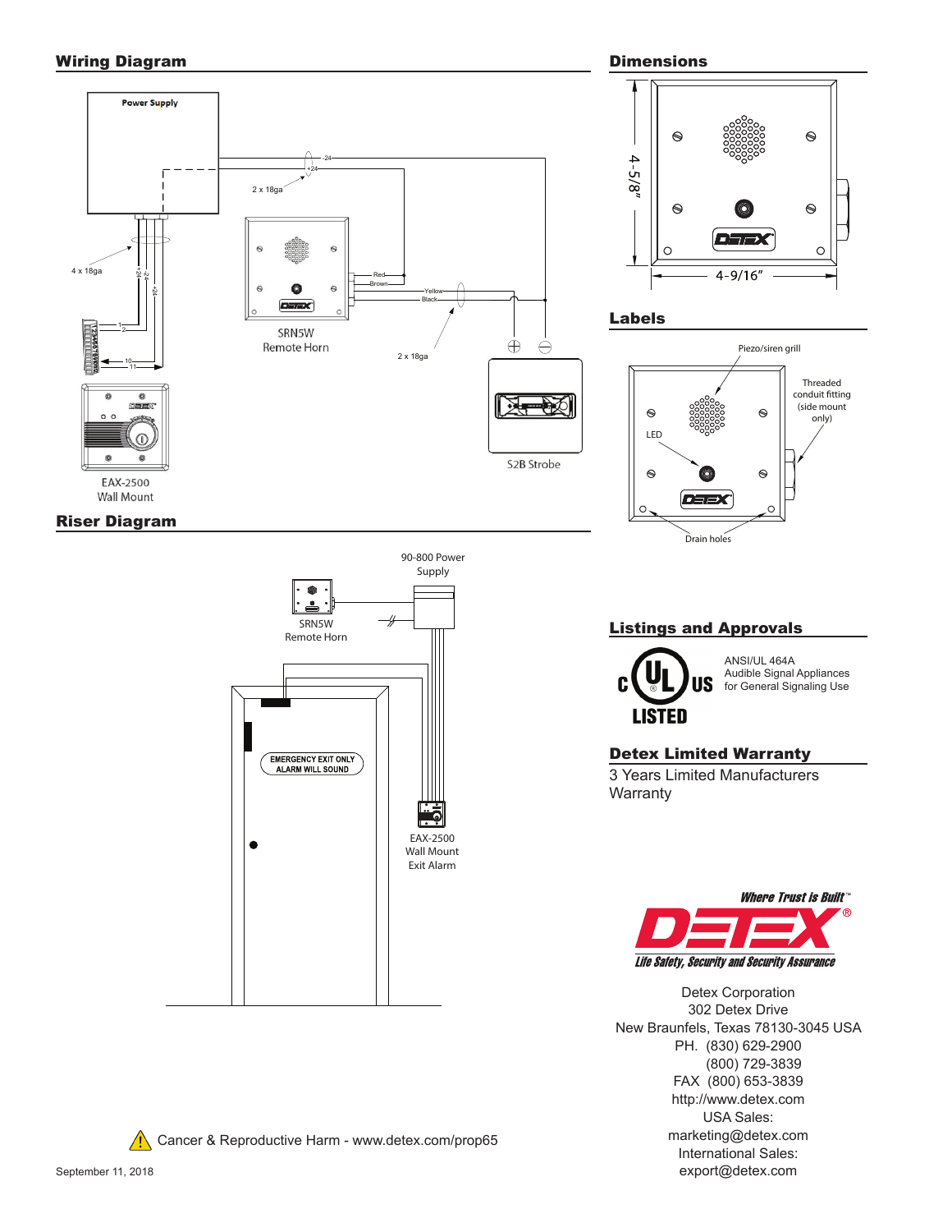## Wiring Diagram

Power Supply

-24

+24

2 x 18ga

4 x 18ga

-24

+24

-24

+24

1

2

10

11

Red

Brown

Yellow

Black

2 x 18ga

SRN5W
Remote Horn

EAX-2500
Wall Mount

S2B Strobe

## Dimensions

4-5/8"

4-9/16"

## Labels

Piezo/siren grill

Threaded conduit fitting (side mount only)

LED

Drain holes

## Riser Diagram

90-800 Power Supply

SRN5W
Remote Horn

EMERGENCY EXIT ONLY
ALARM WILL SOUND

EAX-2500
Wall Mount
Exit Alarm

## Listings and Approvals

C UL US LISTED

ANSI/UL 464A
Audible Signal Appliances
for General Signaling Use

## Detex Limited Warranty

3 Years Limited Manufacturers Warranty

*Where Trust is Built™*

DETEX®

*Life Safety, Security and Security Assurance*

Detex Corporation
302 Detex Drive
New Braunfels, Texas 78130-3045 USA
PH. (830) 629-2900
(800) 729-3839
FAX (800) 653-3839
http://www.detex.com
USA Sales:
marketing@detex.com
International Sales:
export@detex.com

Cancer & Reproductive Harm - www.detex.com/prop65

September 11, 2018